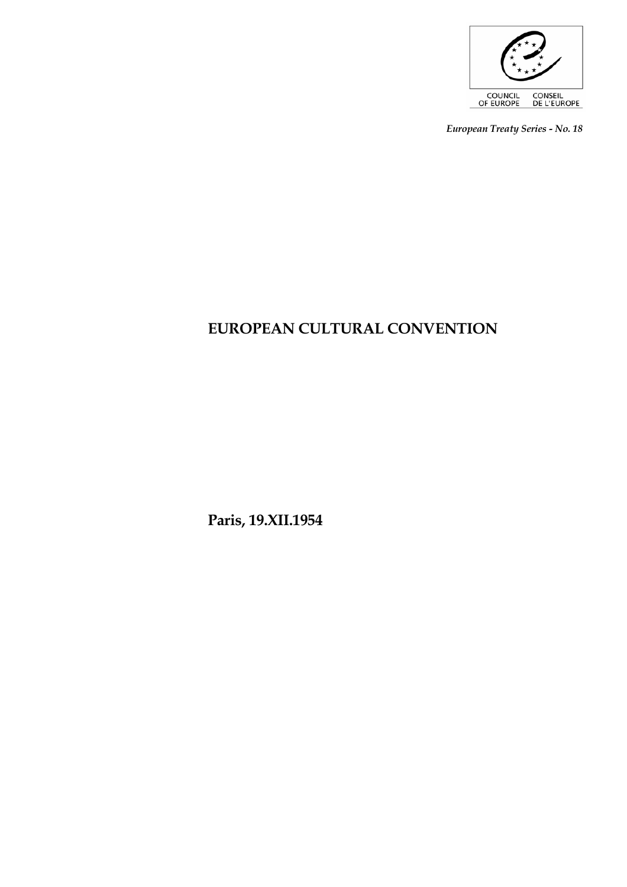COUNCIL OF EUROPE CONSEIL DE L'EUROPE

*European Treaty Series - No. 18*

# EUROPEAN CULTURAL CONVENTION

**Paris, 19.XII.1954**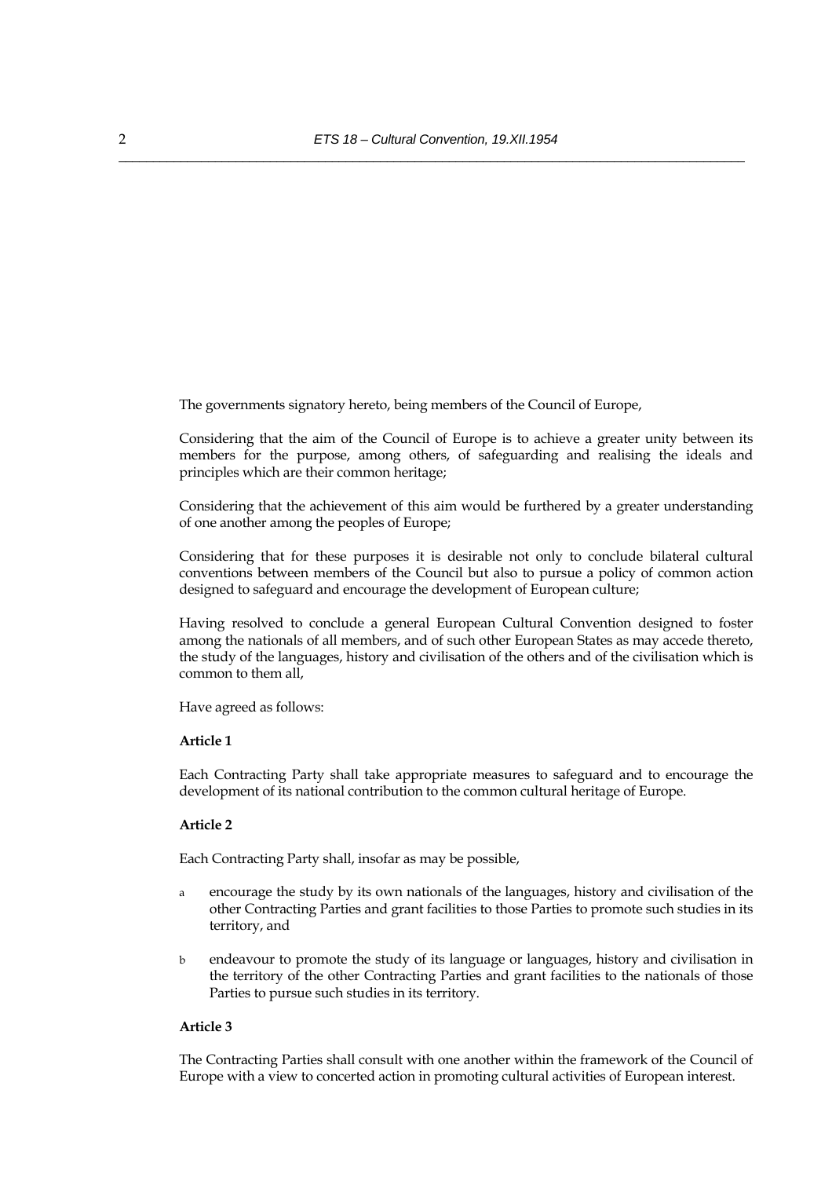The governments signatory hereto, being members of the Council of Europe,

Considering that the aim of the Council of Europe is to achieve a greater unity between its members for the purpose, among others, of safeguarding and realising the ideals and principles which are their common heritage;

Considering that the achievement of this aim would be furthered by a greater understanding of one another among the peoples of Europe;

Considering that for these purposes it is desirable not only to conclude bilateral cultural conventions between members of the Council but also to pursue a policy of common action designed to safeguard and encourage the development of European culture;

Having resolved to conclude a general European Cultural Convention designed to foster among the nationals of all members, and of such other European States as may accede thereto, the study of the languages, history and civilisation of the others and of the civilisation which is common to them all,

Have agreed as follows:

**Article 1**

Each Contracting Party shall take appropriate measures to safeguard and to encourage the development of its national contribution to the common cultural heritage of Europe.

**Article 2**

Each Contracting Party shall, insofar as may be possible,

a encourage the study by its own nationals of the languages, history and civilisation of the other Contracting Parties and grant facilities to those Parties to promote such studies in its territory, and

b endeavour to promote the study of its language or languages, history and civilisation in the territory of the other Contracting Parties and grant facilities to the nationals of those Parties to pursue such studies in its territory.

**Article 3**

The Contracting Parties shall consult with one another within the framework of the Council of Europe with a view to concerted action in promoting cultural activities of European interest.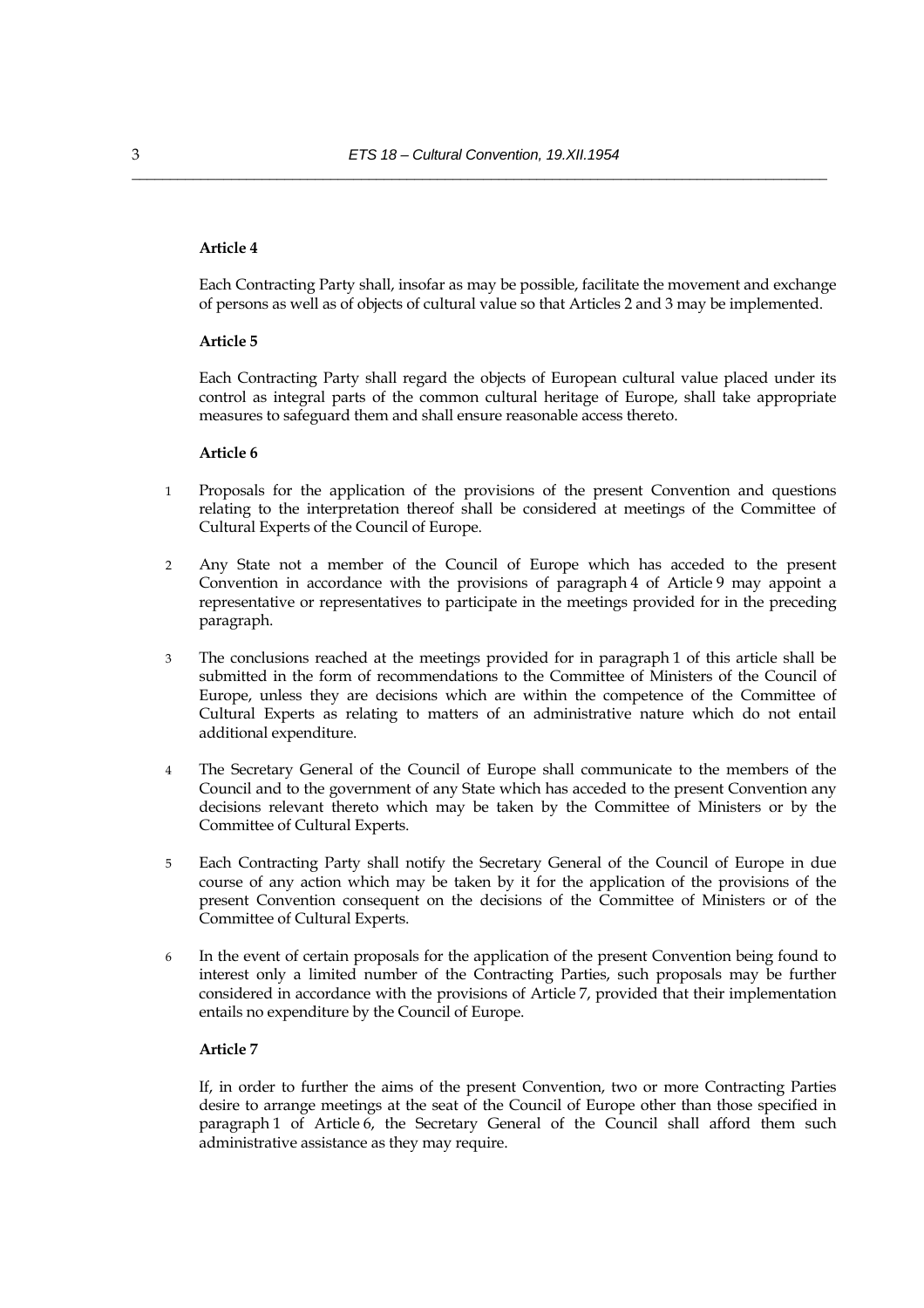**Article 4**

Each Contracting Party shall, insofar as may be possible, facilitate the movement and exchange of persons as well as of objects of cultural value so that Articles 2 and 3 may be implemented.

**Article 5**

Each Contracting Party shall regard the objects of European cultural value placed under its control as integral parts of the common cultural heritage of Europe, shall take appropriate measures to safeguard them and shall ensure reasonable access thereto.

**Article 6**

1 Proposals for the application of the provisions of the present Convention and questions relating to the interpretation thereof shall be considered at meetings of the Committee of Cultural Experts of the Council of Europe.

2 Any State not a member of the Council of Europe which has acceded to the present Convention in accordance with the provisions of paragraph 4 of Article 9 may appoint a representative or representatives to participate in the meetings provided for in the preceding paragraph.

3 The conclusions reached at the meetings provided for in paragraph 1 of this article shall be submitted in the form of recommendations to the Committee of Ministers of the Council of Europe, unless they are decisions which are within the competence of the Committee of Cultural Experts as relating to matters of an administrative nature which do not entail additional expenditure.

4 The Secretary General of the Council of Europe shall communicate to the members of the Council and to the government of any State which has acceded to the present Convention any decisions relevant thereto which may be taken by the Committee of Ministers or by the Committee of Cultural Experts.

5 Each Contracting Party shall notify the Secretary General of the Council of Europe in due course of any action which may be taken by it for the application of the provisions of the present Convention consequent on the decisions of the Committee of Ministers or of the Committee of Cultural Experts.

6 In the event of certain proposals for the application of the present Convention being found to interest only a limited number of the Contracting Parties, such proposals may be further considered in accordance with the provisions of Article 7, provided that their implementation entails no expenditure by the Council of Europe.

**Article 7**

If, in order to further the aims of the present Convention, two or more Contracting Parties desire to arrange meetings at the seat of the Council of Europe other than those specified in paragraph 1 of Article 6, the Secretary General of the Council shall afford them such administrative assistance as they may require.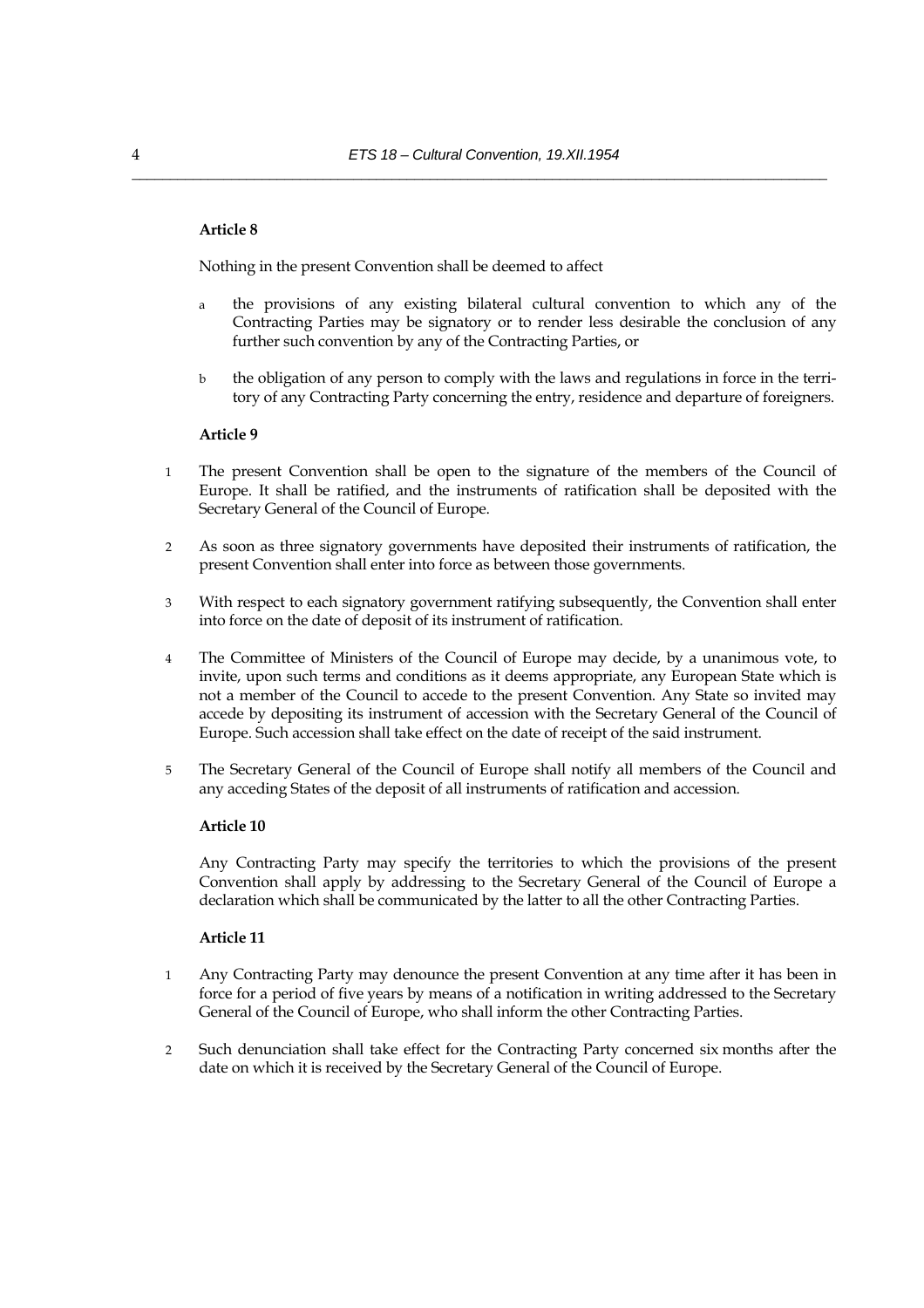**Article 8**

Nothing in the present Convention shall be deemed to affect

a the provisions of any existing bilateral cultural convention to which any of the Contracting Parties may be signatory or to render less desirable the conclusion of any further such convention by any of the Contracting Parties, or

b the obligation of any person to comply with the laws and regulations in force in the territory of any Contracting Party concerning the entry, residence and departure of foreigners.

**Article 9**

1 The present Convention shall be open to the signature of the members of the Council of Europe. It shall be ratified, and the instruments of ratification shall be deposited with the Secretary General of the Council of Europe.

2 As soon as three signatory governments have deposited their instruments of ratification, the present Convention shall enter into force as between those governments.

3 With respect to each signatory government ratifying subsequently, the Convention shall enter into force on the date of deposit of its instrument of ratification.

4 The Committee of Ministers of the Council of Europe may decide, by a unanimous vote, to invite, upon such terms and conditions as it deems appropriate, any European State which is not a member of the Council to accede to the present Convention. Any State so invited may accede by depositing its instrument of accession with the Secretary General of the Council of Europe. Such accession shall take effect on the date of receipt of the said instrument.

5 The Secretary General of the Council of Europe shall notify all members of the Council and any acceding States of the deposit of all instruments of ratification and accession.

**Article 10**

Any Contracting Party may specify the territories to which the provisions of the present Convention shall apply by addressing to the Secretary General of the Council of Europe a declaration which shall be communicated by the latter to all the other Contracting Parties.

**Article 11**

1 Any Contracting Party may denounce the present Convention at any time after it has been in force for a period of five years by means of a notification in writing addressed to the Secretary General of the Council of Europe, who shall inform the other Contracting Parties.

2 Such denunciation shall take effect for the Contracting Party concerned six months after the date on which it is received by the Secretary General of the Council of Europe.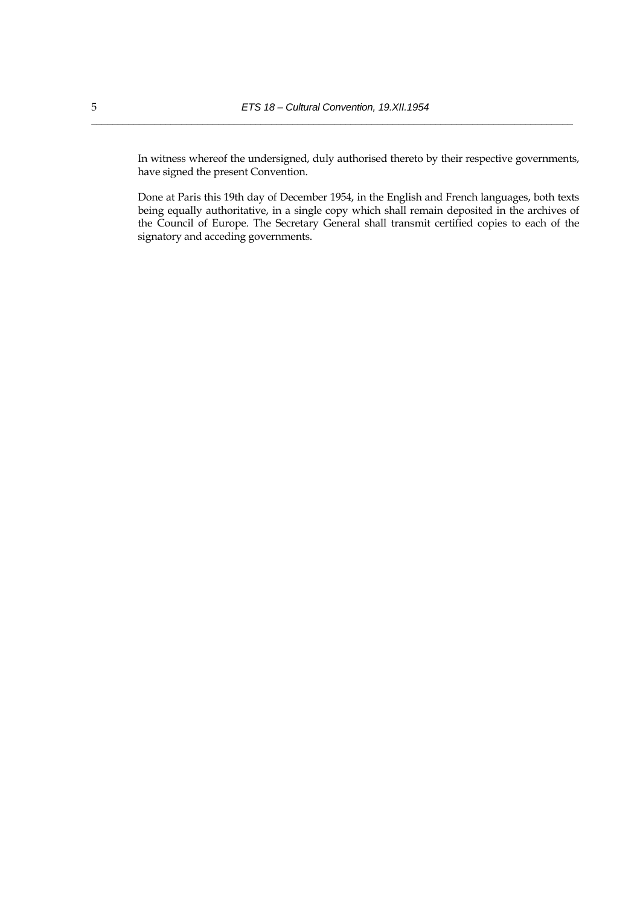In witness whereof the undersigned, duly authorised thereto by their respective governments, have signed the present Convention.

Done at Paris this 19th day of December 1954, in the English and French languages, both texts being equally authoritative, in a single copy which shall remain deposited in the archives of the Council of Europe. The Secretary General shall transmit certified copies to each of the signatory and acceding governments.